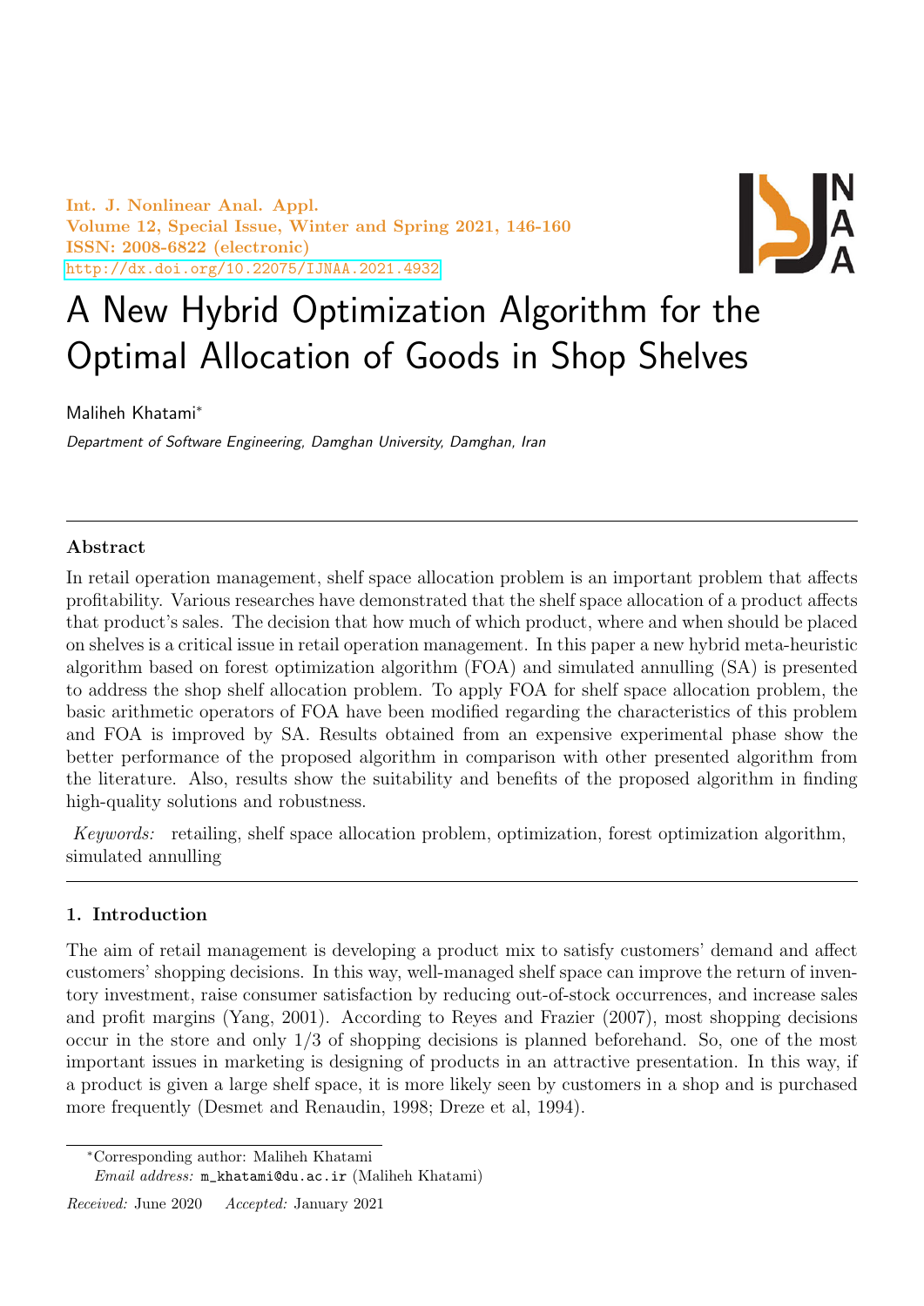# A New Hybrid Optimization Algorithm for the Optimal Allocation of Goods in Shop Shelves

Maliheh Khatami*

*Department of Software Engineering, Damghan University, Damghan, Iran*

---

**Abstract**

In retail operation management, shelf space allocation problem is an important problem that affects profitability. Various researches have demonstrated that the shelf space allocation of a product affects that product's sales. The decision that how much of which product, where and when should be placed on shelves is a critical issue in retail operation management. In this paper a new hybrid meta-heuristic algorithm based on forest optimization algorithm (FOA) and simulated annulling (SA) is presented to address the shop shelf allocation problem. To apply FOA for shelf space allocation problem, the basic arithmetic operators of FOA have been modified regarding the characteristics of this problem and FOA is improved by SA. Results obtained from an expensive experimental phase show the better performance of the proposed algorithm in comparison with other presented algorithm from the literature. Also, results show the suitability and benefits of the proposed algorithm in finding high-quality solutions and robustness.

*Keywords:* retailing, shelf space allocation problem, optimization, forest optimization algorithm, simulated annulling

---

## 1. Introduction

The aim of retail management is developing a product mix to satisfy customers' demand and affect customers' shopping decisions. In this way, well-managed shelf space can improve the return of inventory investment, raise consumer satisfaction by reducing out-of-stock occurrences, and increase sales and profit margins (Yang, 2001). According to Reyes and Frazier (2007), most shopping decisions occur in the store and only 1/3 of shopping decisions is planned beforehand. So, one of the most important issues in marketing is designing of products in an attractive presentation. In this way, if a product is given a large shelf space, it is more likely seen by customers in a shop and is purchased more frequently (Desmet and Renaudin, 1998; Dreze et al, 1994).

---

*Corresponding author: Maliheh Khatami

*Email address:* m_khatami@du.ac.ir (Maliheh Khatami)

*Received:* June 2020 *Accepted:* January 2021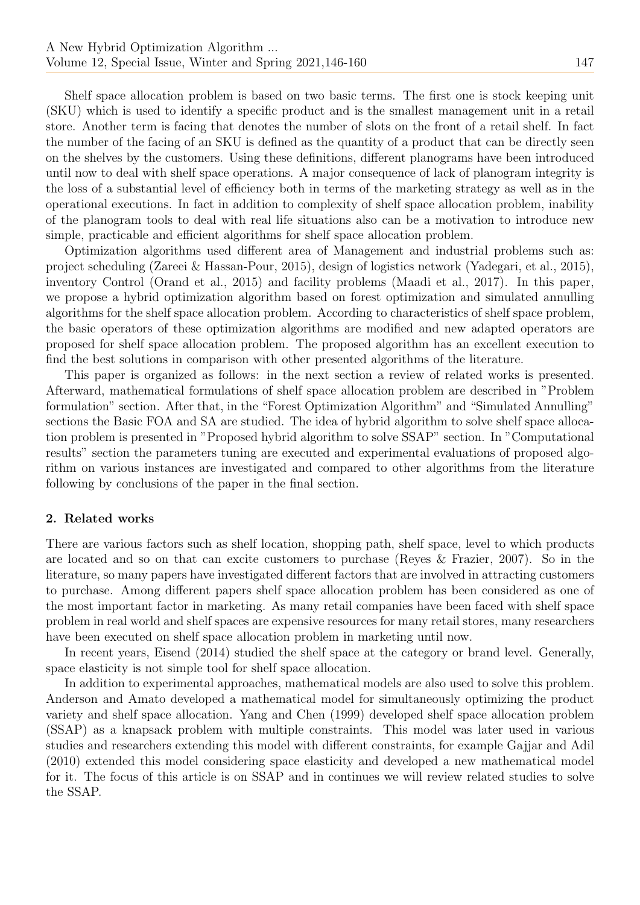Shelf space allocation problem is based on two basic terms. The first one is stock keeping unit (SKU) which is used to identify a specific product and is the smallest management unit in a retail store. Another term is facing that denotes the number of slots on the front of a retail shelf. In fact the number of the facing of an SKU is defined as the quantity of a product that can be directly seen on the shelves by the customers. Using these definitions, different planograms have been introduced until now to deal with shelf space operations. A major consequence of lack of planogram integrity is the loss of a substantial level of efficiency both in terms of the marketing strategy as well as in the operational executions. In fact in addition to complexity of shelf space allocation problem, inability of the planogram tools to deal with real life situations also can be a motivation to introduce new simple, practicable and efficient algorithms for shelf space allocation problem.

Optimization algorithms used different area of Management and industrial problems such as: project scheduling (Zareei & Hassan-Pour, 2015), design of logistics network (Yadegari, et al., 2015), inventory Control (Orand et al., 2015) and facility problems (Maadi et al., 2017). In this paper, we propose a hybrid optimization algorithm based on forest optimization and simulated annulling algorithms for the shelf space allocation problem. According to characteristics of shelf space problem, the basic operators of these optimization algorithms are modified and new adapted operators are proposed for shelf space allocation problem. The proposed algorithm has an excellent execution to find the best solutions in comparison with other presented algorithms of the literature.

This paper is organized as follows: in the next section a review of related works is presented. Afterward, mathematical formulations of shelf space allocation problem are described in "Problem formulation" section. After that, in the "Forest Optimization Algorithm" and "Simulated Annulling" sections the Basic FOA and SA are studied. The idea of hybrid algorithm to solve shelf space allocation problem is presented in "Proposed hybrid algorithm to solve SSAP" section. In "Computational results" section the parameters tuning are executed and experimental evaluations of proposed algorithm on various instances are investigated and compared to other algorithms from the literature following by conclusions of the paper in the final section.

## 2. Related works

There are various factors such as shelf location, shopping path, shelf space, level to which products are located and so on that can excite customers to purchase (Reyes & Frazier, 2007). So in the literature, so many papers have investigated different factors that are involved in attracting customers to purchase. Among different papers shelf space allocation problem has been considered as one of the most important factor in marketing. As many retail companies have been faced with shelf space problem in real world and shelf spaces are expensive resources for many retail stores, many researchers have been executed on shelf space allocation problem in marketing until now.

In recent years, Eisend (2014) studied the shelf space at the category or brand level. Generally, space elasticity is not simple tool for shelf space allocation.

In addition to experimental approaches, mathematical models are also used to solve this problem. Anderson and Amato developed a mathematical model for simultaneously optimizing the product variety and shelf space allocation. Yang and Chen (1999) developed shelf space allocation problem (SSAP) as a knapsack problem with multiple constraints. This model was later used in various studies and researchers extending this model with different constraints, for example Gajjar and Adil (2010) extended this model considering space elasticity and developed a new mathematical model for it. The focus of this article is on SSAP and in continues we will review related studies to solve the SSAP.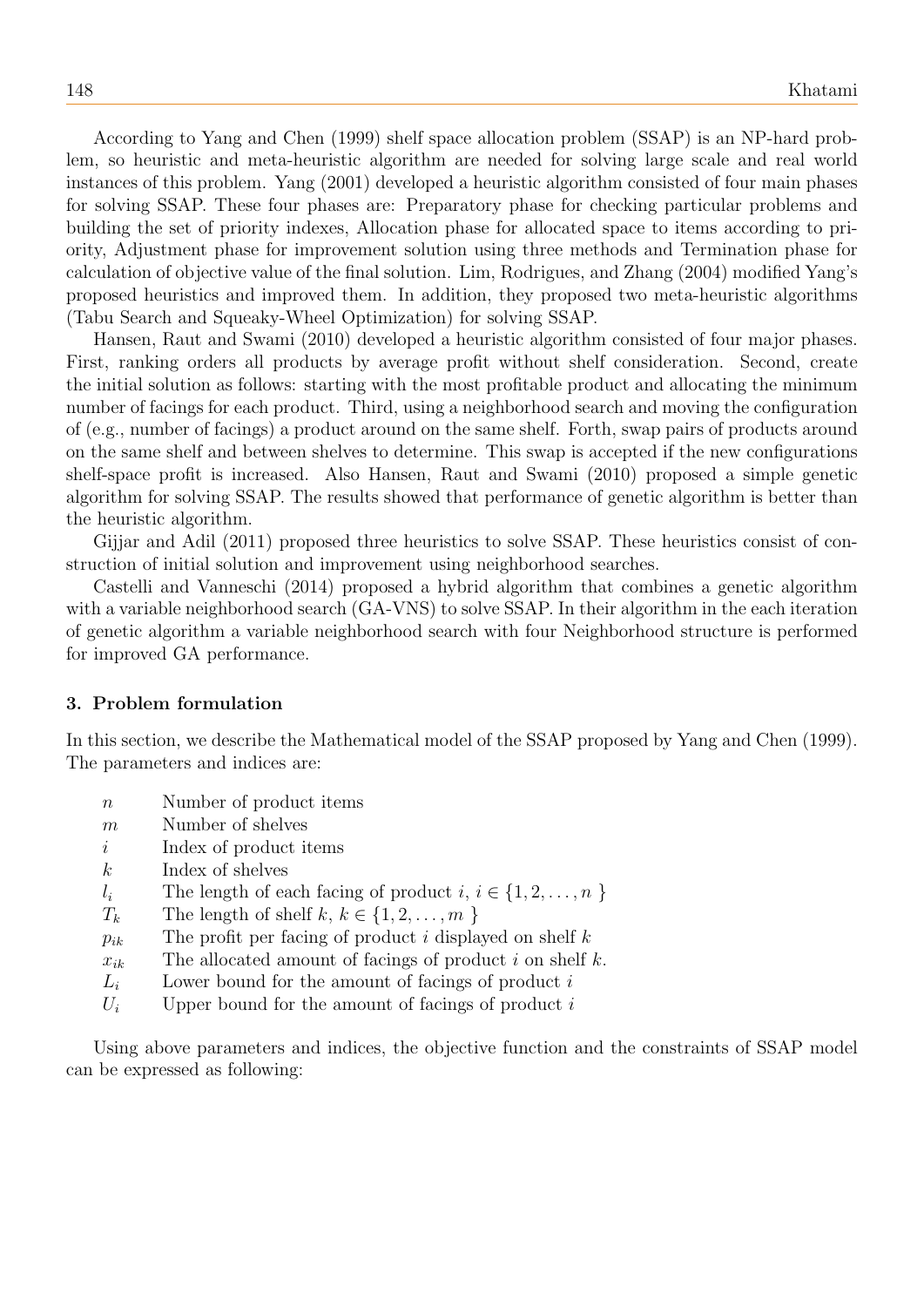According to Yang and Chen (1999) shelf space allocation problem (SSAP) is an NP-hard problem, so heuristic and meta-heuristic algorithm are needed for solving large scale and real world instances of this problem. Yang (2001) developed a heuristic algorithm consisted of four main phases for solving SSAP. These four phases are: Preparatory phase for checking particular problems and building the set of priority indexes, Allocation phase for allocated space to items according to priority, Adjustment phase for improvement solution using three methods and Termination phase for calculation of objective value of the final solution. Lim, Rodrigues, and Zhang (2004) modified Yang's proposed heuristics and improved them. In addition, they proposed two meta-heuristic algorithms (Tabu Search and Squeaky-Wheel Optimization) for solving SSAP.

Hansen, Raut and Swami (2010) developed a heuristic algorithm consisted of four major phases. First, ranking orders all products by average profit without shelf consideration. Second, create the initial solution as follows: starting with the most profitable product and allocating the minimum number of facings for each product. Third, using a neighborhood search and moving the configuration of (e.g., number of facings) a product around on the same shelf. Forth, swap pairs of products around on the same shelf and between shelves to determine. This swap is accepted if the new configurations shelf-space profit is increased. Also Hansen, Raut and Swami (2010) proposed a simple genetic algorithm for solving SSAP. The results showed that performance of genetic algorithm is better than the heuristic algorithm.

Gijjar and Adil (2011) proposed three heuristics to solve SSAP. These heuristics consist of construction of initial solution and improvement using neighborhood searches.

Castelli and Vanneschi (2014) proposed a hybrid algorithm that combines a genetic algorithm with a variable neighborhood search (GA-VNS) to solve SSAP. In their algorithm in the each iteration of genetic algorithm a variable neighborhood search with four Neighborhood structure is performed for improved GA performance.

### 3. Problem formulation

In this section, we describe the Mathematical model of the SSAP proposed by Yang and Chen (1999). The parameters and indices are:

- $n$ Number of product items
- $m$ Number of shelves
- $i$ Index of product items
- $k$ Index of shelves
- $l_i$ The length of each facing of product $i$, $i \in \{1, 2, \ldots, n\}$
- $T_k$ The length of shelf $k$, $k \in \{1, 2, \ldots, m\}$
- $p_{ik}$ The profit per facing of product $i$ displayed on shelf $k$
- $x_{ik}$ The allocated amount of facings of product $i$ on shelf $k$.
- $L_i$ Lower bound for the amount of facings of product $i$
- $U_i$ Upper bound for the amount of facings of product $i$

Using above parameters and indices, the objective function and the constraints of SSAP model can be expressed as following: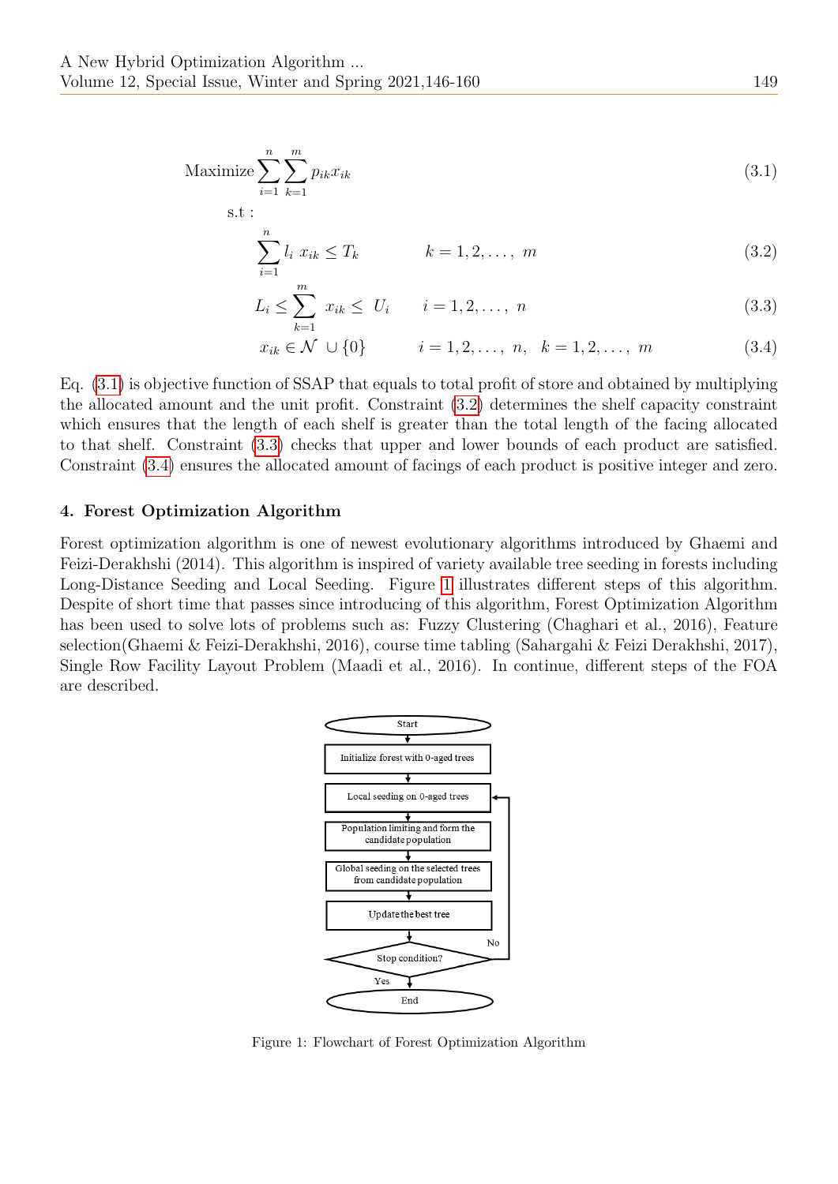$$\text{Maximize} \sum_{i=1}^{n} \sum_{k=1}^{m} p_{ik} x_{ik} \tag{3.1}$$

s.t :

$$\sum_{i=1}^{n} l_i \; x_{ik} \leq T_k \qquad k = 1, 2, \ldots, \; m \tag{3.2}$$

$$L_i \leq \sum_{k=1}^{m} \; x_{ik} \leq \; U_i \qquad i = 1, 2, \ldots, \; n \tag{3.3}$$

$$x_{ik} \in \mathcal{N} \; \cup \{0\} \qquad i = 1, 2, \ldots, \; n, \;\; k = 1, 2, \ldots, \; m \tag{3.4}$$

Eq. (3.1) is objective function of SSAP that equals to total profit of store and obtained by multiplying the allocated amount and the unit profit. Constraint (3.2) determines the shelf capacity constraint which ensures that the length of each shelf is greater than the total length of the facing allocated to that shelf. Constraint (3.3) checks that upper and lower bounds of each product are satisfied. Constraint (3.4) ensures the allocated amount of facings of each product is positive integer and zero.

## 4. Forest Optimization Algorithm

Forest optimization algorithm is one of newest evolutionary algorithms introduced by Ghaemi and Feizi-Derakhshi (2014). This algorithm is inspired of variety available tree seeding in forests including Long-Distance Seeding and Local Seeding. Figure 1 illustrates different steps of this algorithm. Despite of short time that passes since introducing of this algorithm, Forest Optimization Algorithm has been used to solve lots of problems such as: Fuzzy Clustering (Chaghari et al., 2016), Feature selection(Ghaemi & Feizi-Derakhshi, 2016), course time tabling (Sahargahi & Feizi Derakhshi, 2017), Single Row Facility Layout Problem (Maadi et al., 2016). In continue, different steps of the FOA are described.

Start → Initialize forest with 0-aged trees → Local seeding on 0-aged trees → Population limiting and form the candidate population → Global seeding on the selected trees from candidate population → Update the best tree → Stop condition? (No → Local seeding on 0-aged trees; Yes → End)

Figure 1: Flowchart of Forest Optimization Algorithm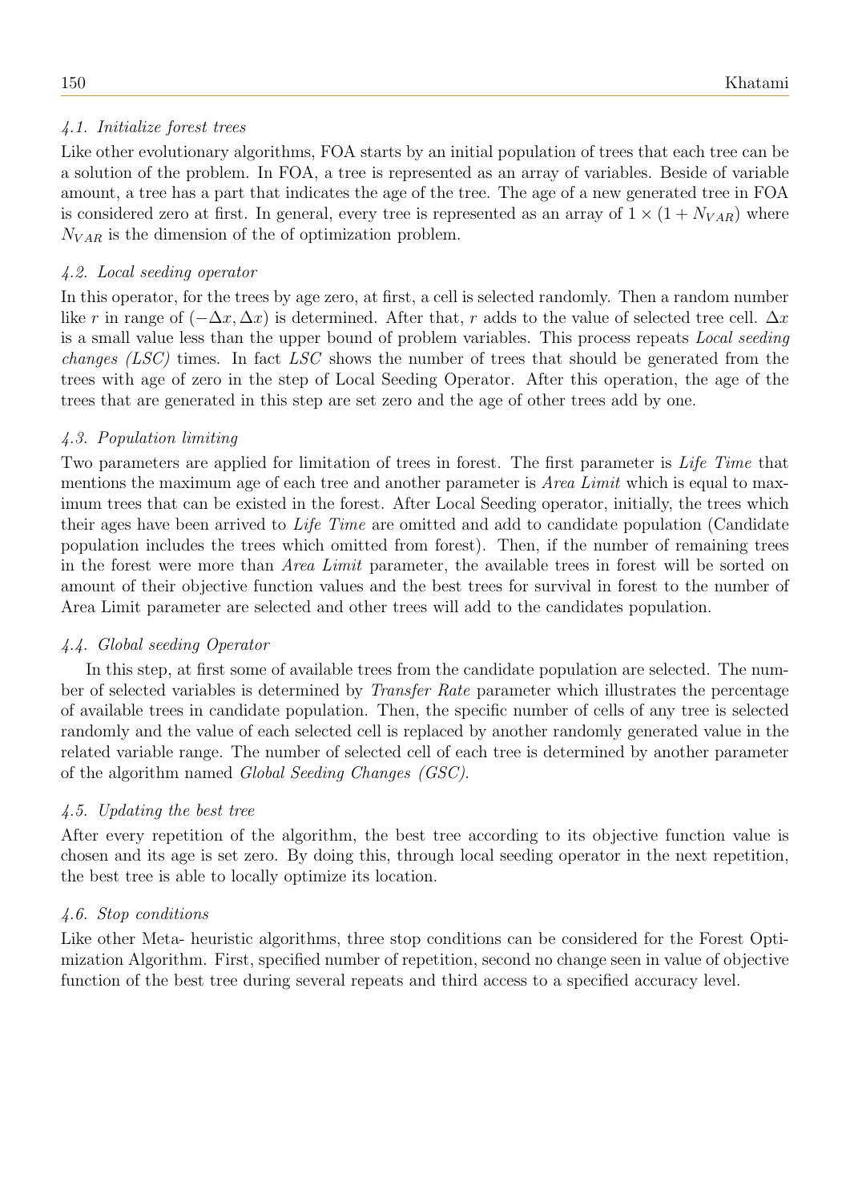### *4.1. Initialize forest trees*

Like other evolutionary algorithms, FOA starts by an initial population of trees that each tree can be a solution of the problem. In FOA, a tree is represented as an array of variables. Beside of variable amount, a tree has a part that indicates the age of the tree. The age of a new generated tree in FOA is considered zero at first. In general, every tree is represented as an array of $1 \times (1 + N_{VAR})$ where $N_{VAR}$ is the dimension of the of optimization problem.

### *4.2. Local seeding operator*

In this operator, for the trees by age zero, at first, a cell is selected randomly. Then a random number like $r$ in range of $(-\Delta x, \Delta x)$ is determined. After that, $r$ adds to the value of selected tree cell. $\Delta x$ is a small value less than the upper bound of problem variables. This process repeats *Local seeding changes (LSC)* times. In fact *LSC* shows the number of trees that should be generated from the trees with age of zero in the step of Local Seeding Operator. After this operation, the age of the trees that are generated in this step are set zero and the age of other trees add by one.

### *4.3. Population limiting*

Two parameters are applied for limitation of trees in forest. The first parameter is *Life Time* that mentions the maximum age of each tree and another parameter is *Area Limit* which is equal to maximum trees that can be existed in the forest. After Local Seeding operator, initially, the trees which their ages have been arrived to *Life Time* are omitted and add to candidate population (Candidate population includes the trees which omitted from forest). Then, if the number of remaining trees in the forest were more than *Area Limit* parameter, the available trees in forest will be sorted on amount of their objective function values and the best trees for survival in forest to the number of Area Limit parameter are selected and other trees will add to the candidates population.

### *4.4. Global seeding Operator*

In this step, at first some of available trees from the candidate population are selected. The number of selected variables is determined by *Transfer Rate* parameter which illustrates the percentage of available trees in candidate population. Then, the specific number of cells of any tree is selected randomly and the value of each selected cell is replaced by another randomly generated value in the related variable range. The number of selected cell of each tree is determined by another parameter of the algorithm named *Global Seeding Changes (GSC)*.

### *4.5. Updating the best tree*

After every repetition of the algorithm, the best tree according to its objective function value is chosen and its age is set zero. By doing this, through local seeding operator in the next repetition, the best tree is able to locally optimize its location.

### *4.6. Stop conditions*

Like other Meta- heuristic algorithms, three stop conditions can be considered for the Forest Optimization Algorithm. First, specified number of repetition, second no change seen in value of objective function of the best tree during several repeats and third access to a specified accuracy level.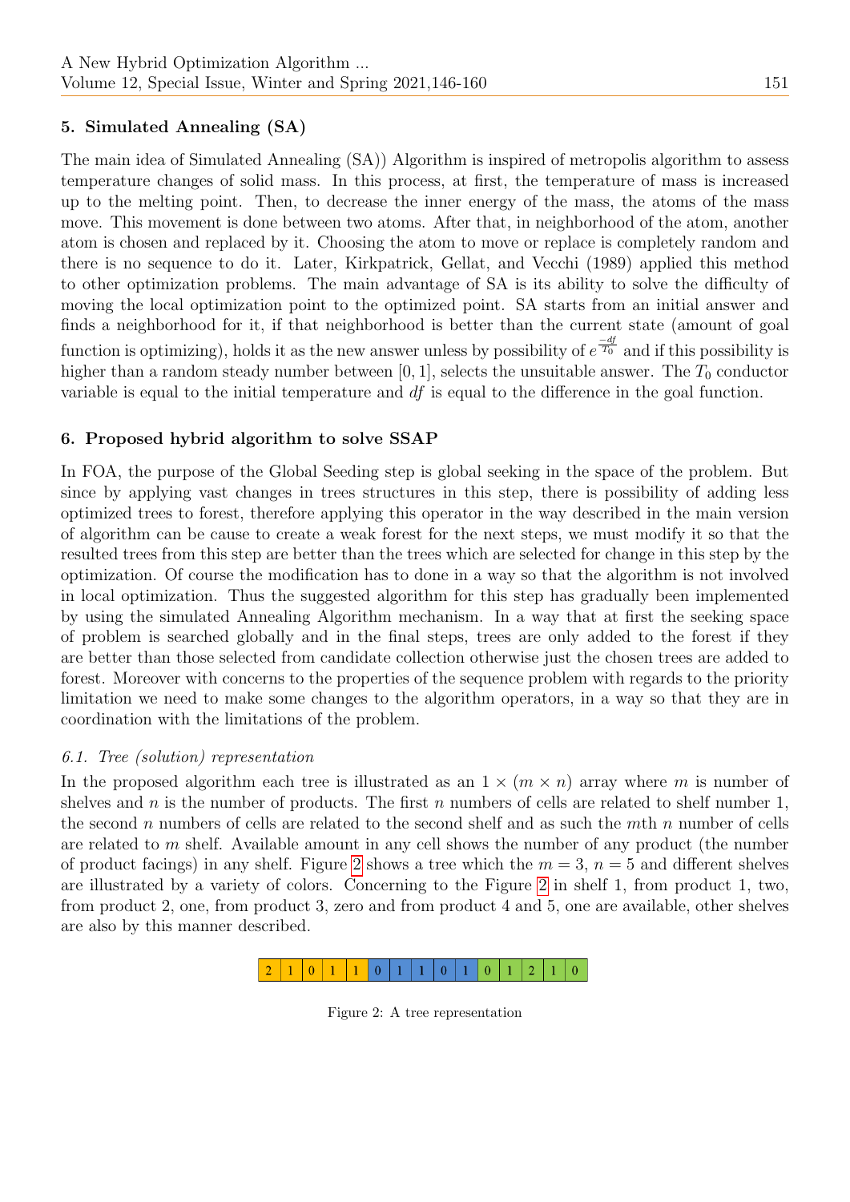## 5. Simulated Annealing (SA)

The main idea of Simulated Annealing (SA)) Algorithm is inspired of metropolis algorithm to assess temperature changes of solid mass. In this process, at first, the temperature of mass is increased up to the melting point. Then, to decrease the inner energy of the mass, the atoms of the mass move. This movement is done between two atoms. After that, in neighborhood of the atom, another atom is chosen and replaced by it. Choosing the atom to move or replace is completely random and there is no sequence to do it. Later, Kirkpatrick, Gellat, and Vecchi (1989) applied this method to other optimization problems. The main advantage of SA is its ability to solve the difficulty of moving the local optimization point to the optimized point. SA starts from an initial answer and finds a neighborhood for it, if that neighborhood is better than the current state (amount of goal function is optimizing), holds it as the new answer unless by possibility of $e^{\frac{-df}{T_0}}$ and if this possibility is higher than a random steady number between $[0, 1]$, selects the unsuitable answer. The $T_0$ conductor variable is equal to the initial temperature and $df$ is equal to the difference in the goal function.

## 6. Proposed hybrid algorithm to solve SSAP

In FOA, the purpose of the Global Seeding step is global seeking in the space of the problem. But since by applying vast changes in trees structures in this step, there is possibility of adding less optimized trees to forest, therefore applying this operator in the way described in the main version of algorithm can be cause to create a weak forest for the next steps, we must modify it so that the resulted trees from this step are better than the trees which are selected for change in this step by the optimization. Of course the modification has to done in a way so that the algorithm is not involved in local optimization. Thus the suggested algorithm for this step has gradually been implemented by using the simulated Annealing Algorithm mechanism. In a way that at first the seeking space of problem is searched globally and in the final steps, trees are only added to the forest if they are better than those selected from candidate collection otherwise just the chosen trees are added to forest. Moreover with concerns to the properties of the sequence problem with regards to the priority limitation we need to make some changes to the algorithm operators, in a way so that they are in coordination with the limitations of the problem.

### *6.1. Tree (solution) representation*

In the proposed algorithm each tree is illustrated as an $1 \times (m \times n)$ array where $m$ is number of shelves and $n$ is the number of products. The first $n$ numbers of cells are related to shelf number 1, the second $n$ numbers of cells are related to the second shelf and as such the $m$th $n$ number of cells are related to $m$ shelf. Available amount in any cell shows the number of any product (the number of product facings) in any shelf. Figure 2 shows a tree which the $m = 3$, $n = 5$ and different shelves are illustrated by a variety of colors. Concerning to the Figure 2 in shelf 1, from product 1, two, from product 2, one, from product 3, zero and from product 4 and 5, one are available, other shelves are also by this manner described.

| 2 | 1 | 0 | 1 | 1 | 0 | 1 | 1 | 0 | 1 | 0 | 1 | 2 | 1 | 0 |
|---|---|---|---|---|---|---|---|---|---|---|---|---|---|---|

Figure 2: A tree representation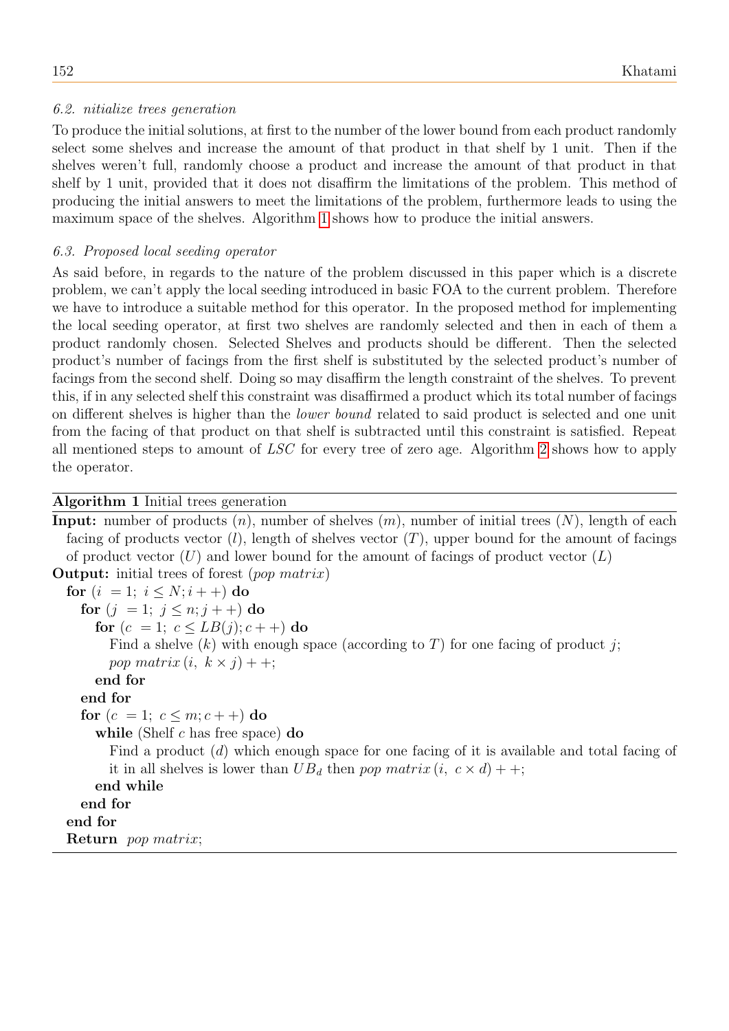### 6.2. nitialize trees generation

To produce the initial solutions, at first to the number of the lower bound from each product randomly select some shelves and increase the amount of that product in that shelf by 1 unit. Then if the shelves weren't full, randomly choose a product and increase the amount of that product in that shelf by 1 unit, provided that it does not disaffirm the limitations of the problem. This method of producing the initial answers to meet the limitations of the problem, furthermore leads to using the maximum space of the shelves. Algorithm 1 shows how to produce the initial answers.

### 6.3. Proposed local seeding operator

As said before, in regards to the nature of the problem discussed in this paper which is a discrete problem, we can't apply the local seeding introduced in basic FOA to the current problem. Therefore we have to introduce a suitable method for this operator. In the proposed method for implementing the local seeding operator, at first two shelves are randomly selected and then in each of them a product randomly chosen. Selected Shelves and products should be different. Then the selected product's number of facings from the first shelf is substituted by the selected product's number of facings from the second shelf. Doing so may disaffirm the length constraint of the shelves. To prevent this, if in any selected shelf this constraint was disaffirmed a product which its total number of facings on different shelves is higher than the *lower bound* related to said product is selected and one unit from the facing of that product on that shelf is subtracted until this constraint is satisfied. Repeat all mentioned steps to amount of *LSC* for every tree of zero age. Algorithm 2 shows how to apply the operator.

**Algorithm 1** Initial trees generation

**Input:** number of products ($n$), number of shelves ($m$), number of initial trees ($N$), length of each facing of products vector ($l$), length of shelves vector ($T$), upper bound for the amount of facings of product vector ($U$) and lower bound for the amount of facings of product vector ($L$)

**Output:** initial trees of forest (*pop matrix*)

**for** ($i = 1;\ i \leq N; i++$) **do**
  **for** ($j = 1;\ j \leq n; j++$) **do**
    **for** ($c = 1;\ c \leq LB(j); c++$) **do**
      Find a shelve ($k$) with enough space (according to $T$) for one facing of product $j$;
      *pop matrix* $(i,\ k \times j)++$;
    **end for**
  **end for**
  **for** ($c = 1;\ c \leq m; c++$) **do**
    **while** (Shelf $c$ has free space) **do**
      Find a product ($d$) which enough space for one facing of it is available and total facing of it in all shelves is lower than $UB_d$ then *pop matrix* $(i,\ c \times d)++$;
    **end while**
  **end for**
**end for**
**Return** *pop matrix*;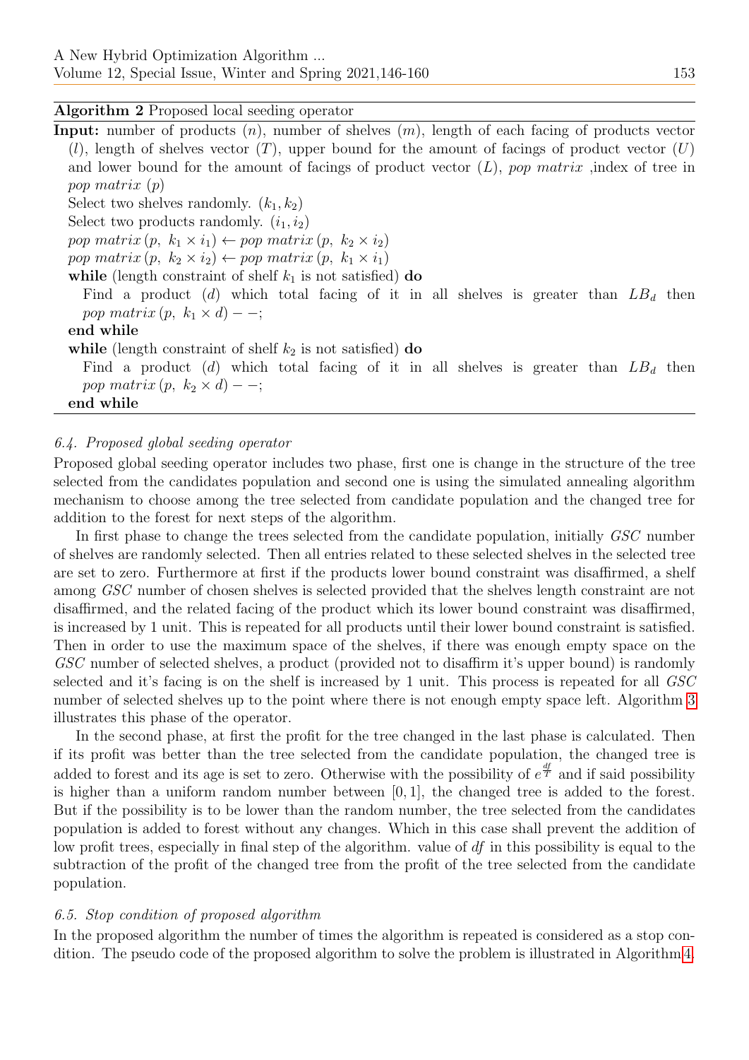**Algorithm 2** Proposed local seeding operator

**Input:** number of products ($n$), number of shelves ($m$), length of each facing of products vector ($l$), length of shelves vector ($T$), upper bound for the amount of facings of product vector ($U$) and lower bound for the amount of facings of product vector ($L$), *pop matrix* ,index of tree in *pop matrix* ($p$)

Select two shelves randomly. $(k_1, k_2)$
Select two products randomly. $(i_1, i_2)$
*pop matrix* $(p,\ k_1 \times i_1) \leftarrow$ *pop matrix* $(p,\ k_2 \times i_2)$
*pop matrix* $(p,\ k_2 \times i_2) \leftarrow$ *pop matrix* $(p,\ k_1 \times i_1)$
**while** (length constraint of shelf $k_1$ is not satisfied) **do**
  Find a product ($d$) which total facing of it in all shelves is greater than $LB_d$ then *pop matrix* $(p,\ k_1 \times d) - -$;
**end while**
**while** (length constraint of shelf $k_2$ is not satisfied) **do**
  Find a product ($d$) which total facing of it in all shelves is greater than $LB_d$ then *pop matrix* $(p,\ k_2 \times d) - -$;
**end while**

### *6.4. Proposed global seeding operator*

Proposed global seeding operator includes two phase, first one is change in the structure of the tree selected from the candidates population and second one is using the simulated annealing algorithm mechanism to choose among the tree selected from candidate population and the changed tree for addition to the forest for next steps of the algorithm.

In first phase to change the trees selected from the candidate population, initially *GSC* number of shelves are randomly selected. Then all entries related to these selected shelves in the selected tree are set to zero. Furthermore at first if the products lower bound constraint was disaffirmed, a shelf among *GSC* number of chosen shelves is selected provided that the shelves length constraint are not disaffirmed, and the related facing of the product which its lower bound constraint was disaffirmed, is increased by 1 unit. This is repeated for all products until their lower bound constraint is satisfied. Then in order to use the maximum space of the shelves, if there was enough empty space on the *GSC* number of selected shelves, a product (provided not to disaffirm it's upper bound) is randomly selected and it's facing is on the shelf is increased by 1 unit. This process is repeated for all *GSC* number of selected shelves up to the point where there is not enough empty space left. Algorithm 3 illustrates this phase of the operator.

In the second phase, at first the profit for the tree changed in the last phase is calculated. Then if its profit was better than the tree selected from the candidate population, the changed tree is added to forest and its age is set to zero. Otherwise with the possibility of $e^{\frac{df}{T}}$ and if said possibility is higher than a uniform random number between $[0, 1]$, the changed tree is added to the forest. But if the possibility is to be lower than the random number, the tree selected from the candidates population is added to forest without any changes. Which in this case shall prevent the addition of low profit trees, especially in final step of the algorithm. value of *df* in this possibility is equal to the subtraction of the profit of the changed tree from the profit of the tree selected from the candidate population.

### *6.5. Stop condition of proposed algorithm*

In the proposed algorithm the number of times the algorithm is repeated is considered as a stop condition. The pseudo code of the proposed algorithm to solve the problem is illustrated in Algorithm 4.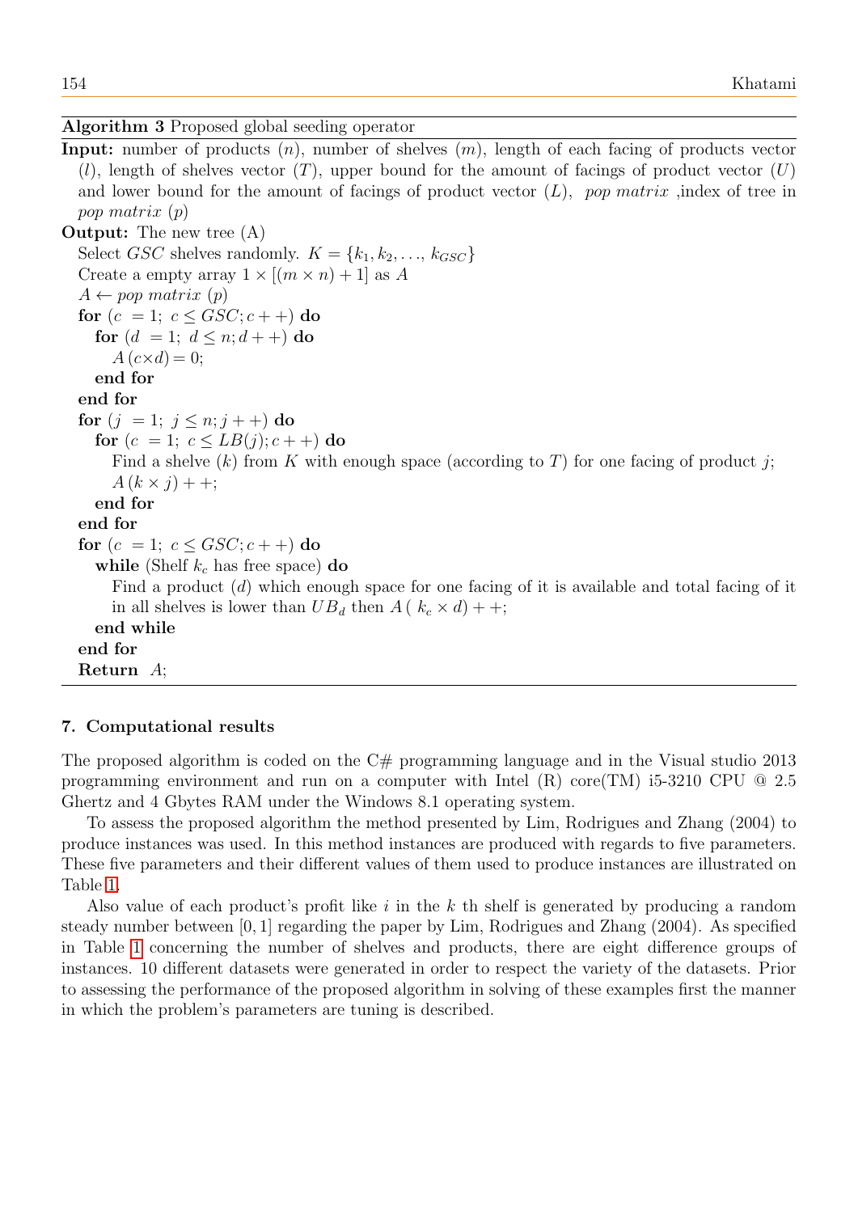**Algorithm 3** Proposed global seeding operator

**Input:** number of products ($n$), number of shelves ($m$), length of each facing of products vector ($l$), length of shelves vector ($T$), upper bound for the amount of facings of product vector ($U$) and lower bound for the amount of facings of product vector ($L$), *pop matrix* ,index of tree in *pop matrix* ($p$)

**Output:** The new tree (A)

```
Select GSC shelves randomly. K = {k_1, k_2, ..., k_GSC}
Create a empty array 1 × [(m × n) + 1] as A
A ← pop matrix (p)
for (c = 1; c ≤ GSC; c++) do
   for (d = 1; d ≤ n; d++) do
      A (c×d) = 0;
   end for
end for
for (j = 1; j ≤ n; j++) do
   for (c = 1; c ≤ LB(j); c++) do
      Find a shelve (k) from K with enough space (according to T) for one facing of product j;
      A (k × j) ++;
   end for
end for
for (c = 1; c ≤ GSC; c++) do
   while (Shelf k_c has free space) do
      Find a product (d) which enough space for one facing of it is available and total facing of it
      in all shelves is lower than UB_d then A ( k_c × d) ++;
   end while
end for
Return A;
```

## 7. Computational results

The proposed algorithm is coded on the C# programming language and in the Visual studio 2013 programming environment and run on a computer with Intel (R) core(TM) i5-3210 CPU @ 2.5 Ghertz and 4 Gbytes RAM under the Windows 8.1 operating system.

To assess the proposed algorithm the method presented by Lim, Rodrigues and Zhang (2004) to produce instances was used. In this method instances are produced with regards to five parameters. These five parameters and their different values of them used to produce instances are illustrated on Table 1.

Also value of each product's profit like $i$ in the $k$ th shelf is generated by producing a random steady number between $[0, 1]$ regarding the paper by Lim, Rodrigues and Zhang (2004). As specified in Table 1 concerning the number of shelves and products, there are eight difference groups of instances. 10 different datasets were generated in order to respect the variety of the datasets. Prior to assessing the performance of the proposed algorithm in solving of these examples first the manner in which the problem's parameters are tuning is described.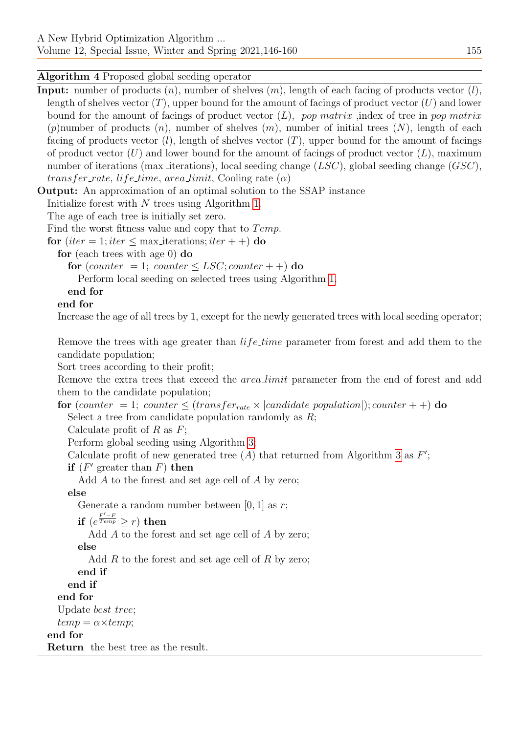**Algorithm 4** Proposed global seeding operator

**Input:** number of products ($n$), number of shelves ($m$), length of each facing of products vector ($l$), length of shelves vector ($T$), upper bound for the amount of facings of product vector ($U$) and lower bound for the amount of facings of product vector ($L$), *pop matrix* ,index of tree in *pop matrix* ($p$)number of products ($n$), number of shelves ($m$), number of initial trees ($N$), length of each facing of products vector ($l$), length of shelves vector ($T$), upper bound for the amount of facings of product vector ($U$) and lower bound for the amount of facings of product vector ($L$), maximum number of iterations (max_iterations), local seeding change ($LSC$), global seeding change ($GSC$), $transfer\_rate$, $life\_time$, $area\_limit$, Cooling rate ($\alpha$)

**Output:** An approximation of an optimal solution to the SSAP instance

Initialize forest with $N$ trees using Algorithm 1.
The age of each tree is initially set zero.
Find the worst fitness value and copy that to $Temp$.
**for** ($iter = 1; iter \leq$ max_iterations$; iter++$) **do**
  **for** (each trees with age 0) **do**
    **for** ($counter\ = 1;\ counter \leq LSC; counter++$) **do**
      Perform local seeding on selected trees using Algorithm 1.
    **end for**
  **end for**
  Increase the age of all trees by 1, except for the newly generated trees with local seeding operator;

  Remove the trees with age greater than $life\_time$ parameter from forest and add them to the candidate population;
  Sort trees according to their profit;
  Remove the extra trees that exceed the $area\_limit$ parameter from the end of forest and add them to the candidate population;
  **for** ($counter\ = 1;\ counter \leq (transfer_{rate} \times |candidate\ population|); counter++$) **do**
    Select a tree from candidate population randomly as $R$;
    Calculate profit of $R$ as $F$;
    Perform global seeding using Algorithm 3;
    Calculate profit of new generated tree ($A$) that returned from Algorithm 3 as $F'$;
    **if** ($F'$ greater than $F$) **then**
      Add $A$ to the forest and set age cell of $A$ by zero;
    **else**
      Generate a random number between $[0, 1]$ as $r$;
      **if** ($e^{\frac{F'-F}{Temp}} \geq r$) **then**
        Add $A$ to the forest and set age cell of $A$ by zero;
      **else**
        Add $R$ to the forest and set age cell of $R$ by zero;
      **end if**
    **end if**
  **end for**
  Update $best\_tree$;
  $temp = \alpha \times temp$;
**end for**
**Return** the best tree as the result.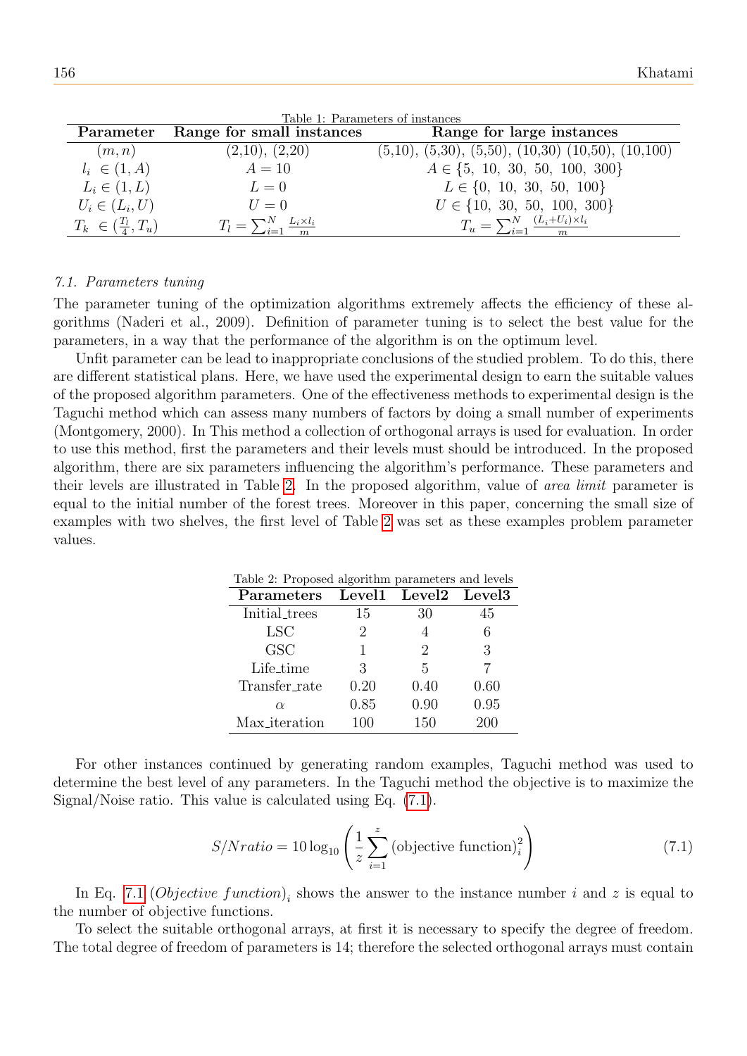Table 1: Parameters of instances

| Parameter | Range for small instances | Range for large instances |
|---|---|---|
| $(m, n)$ | (2,10), (2,20) | (5,10), (5,30), (5,50), (10,30) (10,50), (10,100) |
| $l_i \in (1, A)$ | $A = 10$ | $A \in \{5,\ 10,\ 30,\ 50,\ 100,\ 300\}$ |
| $L_i \in (1, L)$ | $L = 0$ | $L \in \{0,\ 10,\ 30,\ 50,\ 100\}$ |
| $U_i \in (L_i, U)$ | $U = 0$ | $U \in \{10,\ 30,\ 50,\ 100,\ 300\}$ |
| $T_k \in (\frac{T_l}{4}, T_u)$ | $T_l = \sum_{i=1}^{N} \frac{L_i \times l_i}{m}$ | $T_u = \sum_{i=1}^{N} \frac{(L_i+U_i)\times l_i}{m}$ |

### 7.1. Parameters tuning

The parameter tuning of the optimization algorithms extremely affects the efficiency of these algorithms (Naderi et al., 2009). Definition of parameter tuning is to select the best value for the parameters, in a way that the performance of the algorithm is on the optimum level.

Unfit parameter can be lead to inappropriate conclusions of the studied problem. To do this, there are different statistical plans. Here, we have used the experimental design to earn the suitable values of the proposed algorithm parameters. One of the effectiveness methods to experimental design is the Taguchi method which can assess many numbers of factors by doing a small number of experiments (Montgomery, 2000). In This method a collection of orthogonal arrays is used for evaluation. In order to use this method, first the parameters and their levels must should be introduced. In the proposed algorithm, there are six parameters influencing the algorithm's performance. These parameters and their levels are illustrated in Table 2. In the proposed algorithm, value of *area limit* parameter is equal to the initial number of the forest trees. Moreover in this paper, concerning the small size of examples with two shelves, the first level of Table 2 was set as these examples problem parameter values.

Table 2: Proposed algorithm parameters and levels

| Parameters | Level1 | Level2 | Level3 |
|---|---|---|---|
| Initial_trees | 15 | 30 | 45 |
| LSC | 2 | 4 | 6 |
| GSC | 1 | 2 | 3 |
| Life_time | 3 | 5 | 7 |
| Transfer_rate | 0.20 | 0.40 | 0.60 |
| $\alpha$ | 0.85 | 0.90 | 0.95 |
| Max_iteration | 100 | 150 | 200 |

For other instances continued by generating random examples, Taguchi method was used to determine the best level of any parameters. In the Taguchi method the objective is to maximize the Signal/Noise ratio. This value is calculated using Eq. (7.1).

$$S/Nratio = 10\log_{10}\left(\frac{1}{z}\sum_{i=1}^{z}(\text{objective function})_i^2\right) \tag{7.1}$$

In Eq. 7.1 $(Objective\ function)_i$ shows the answer to the instance number $i$ and $z$ is equal to the number of objective functions.

To select the suitable orthogonal arrays, at first it is necessary to specify the degree of freedom. The total degree of freedom of parameters is 14; therefore the selected orthogonal arrays must contain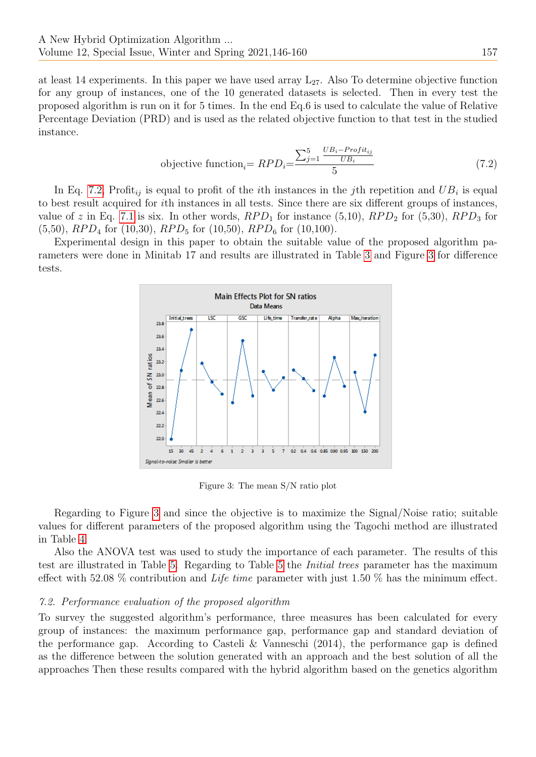at least 14 experiments. In this paper we have used array $L_{27}$. Also To determine objective function for any group of instances, one of the 10 generated datasets is selected. Then in every test the proposed algorithm is run on it for 5 times. In the end Eq.6 is used to calculate the value of Relative Percentage Deviation (PRD) and is used as the related objective function to that test in the studied instance.

$$\text{objective function}_i = RPD_i = \frac{\sum_{j=1}^{5} \frac{UB_i - Profit_{ij}}{UB_i}}{5} \tag{7.2}$$

In Eq. 7.2, $\text{Profit}_{ij}$ is equal to profit of the $i$th instances in the $j$th repetition and $UB_i$ is equal to best result acquired for $i$th instances in all tests. Since there are six different groups of instances, value of $z$ in Eq. 7.1 is six. In other words, $RPD_1$ for instance (5,10), $RPD_2$ for (5,30), $RPD_3$ for (5,50), $RPD_4$ for (10,30), $RPD_5$ for (10,50), $RPD_6$ for (10,100).

Experimental design in this paper to obtain the suitable value of the proposed algorithm parameters were done in Minitab 17 and results are illustrated in Table 3 and Figure 3 for difference tests.

Figure 3: The mean S/N ratio plot

Regarding to Figure 3 and since the objective is to maximize the Signal/Noise ratio; suitable values for different parameters of the proposed algorithm using the Tagochi method are illustrated in Table 4.

Also the ANOVA test was used to study the importance of each parameter. The results of this test are illustrated in Table 5. Regarding to Table 5 the *Initial trees* parameter has the maximum effect with 52.08 % contribution and *Life time* parameter with just 1.50 % has the minimum effect.

### *7.2. Performance evaluation of the proposed algorithm*

To survey the suggested algorithm's performance, three measures has been calculated for every group of instances: the maximum performance gap, performance gap and standard deviation of the performance gap. According to Casteli & Vanneschi (2014), the performance gap is defined as the difference between the solution generated with an approach and the best solution of all the approaches Then these results compared with the hybrid algorithm based on the genetics algorithm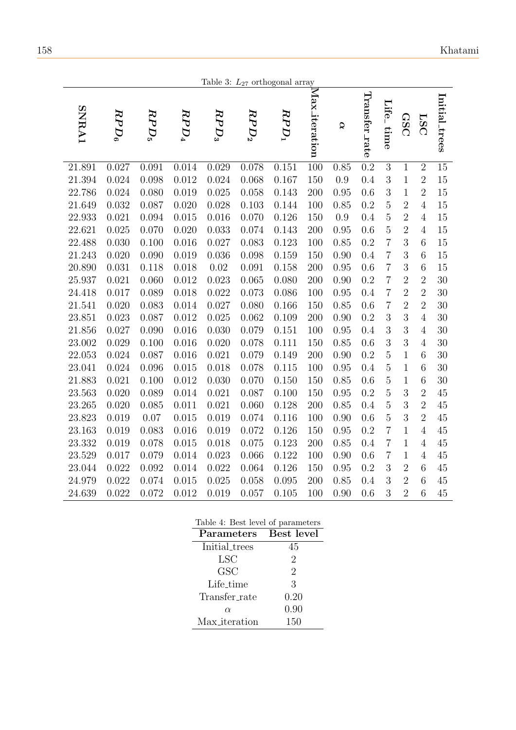Table 3: $L_{27}$ orthogonal array

| SNRA1 | $RPD_6$ | $RPD_5$ | $RPD_4$ | $RPD_3$ | $RPD_2$ | $RPD_1$ | Max_iteration | $\alpha$ | Transfer_rate | Life_time | GSC | LSC | Initial_trees |
|---|---|---|---|---|---|---|---|---|---|---|---|---|---|
| 21.891 | 0.027 | 0.091 | 0.014 | 0.029 | 0.078 | 0.151 | 100 | 0.85 | 0.2 | 3 | 1 | 2 | 15 |
| 21.394 | 0.024 | 0.098 | 0.012 | 0.024 | 0.068 | 0.167 | 150 | 0.9 | 0.4 | 3 | 1 | 2 | 15 |
| 22.786 | 0.024 | 0.080 | 0.019 | 0.025 | 0.058 | 0.143 | 200 | 0.95 | 0.6 | 3 | 1 | 2 | 15 |
| 21.649 | 0.032 | 0.087 | 0.020 | 0.028 | 0.103 | 0.144 | 100 | 0.85 | 0.2 | 5 | 2 | 4 | 15 |
| 22.933 | 0.021 | 0.094 | 0.015 | 0.016 | 0.070 | 0.126 | 150 | 0.9 | 0.4 | 5 | 2 | 4 | 15 |
| 22.621 | 0.025 | 0.070 | 0.020 | 0.033 | 0.074 | 0.143 | 200 | 0.95 | 0.6 | 5 | 2 | 4 | 15 |
| 22.488 | 0.030 | 0.100 | 0.016 | 0.027 | 0.083 | 0.123 | 100 | 0.85 | 0.2 | 7 | 3 | 6 | 15 |
| 21.243 | 0.020 | 0.090 | 0.019 | 0.036 | 0.098 | 0.159 | 150 | 0.90 | 0.4 | 7 | 3 | 6 | 15 |
| 20.890 | 0.031 | 0.118 | 0.018 | 0.02 | 0.091 | 0.158 | 200 | 0.95 | 0.6 | 7 | 3 | 6 | 15 |
| 25.937 | 0.021 | 0.060 | 0.012 | 0.023 | 0.065 | 0.080 | 200 | 0.90 | 0.2 | 7 | 2 | 2 | 30 |
| 24.418 | 0.017 | 0.089 | 0.018 | 0.022 | 0.073 | 0.086 | 100 | 0.95 | 0.4 | 7 | 2 | 2 | 30 |
| 21.541 | 0.020 | 0.083 | 0.014 | 0.027 | 0.080 | 0.166 | 150 | 0.85 | 0.6 | 7 | 2 | 2 | 30 |
| 23.851 | 0.023 | 0.087 | 0.012 | 0.025 | 0.062 | 0.109 | 200 | 0.90 | 0.2 | 3 | 3 | 4 | 30 |
| 21.856 | 0.027 | 0.090 | 0.016 | 0.030 | 0.079 | 0.151 | 100 | 0.95 | 0.4 | 3 | 3 | 4 | 30 |
| 23.002 | 0.029 | 0.100 | 0.016 | 0.020 | 0.078 | 0.111 | 150 | 0.85 | 0.6 | 3 | 3 | 4 | 30 |
| 22.053 | 0.024 | 0.087 | 0.016 | 0.021 | 0.079 | 0.149 | 200 | 0.90 | 0.2 | 5 | 1 | 6 | 30 |
| 23.041 | 0.024 | 0.096 | 0.015 | 0.018 | 0.078 | 0.115 | 100 | 0.95 | 0.4 | 5 | 1 | 6 | 30 |
| 21.883 | 0.021 | 0.100 | 0.012 | 0.030 | 0.070 | 0.150 | 150 | 0.85 | 0.6 | 5 | 1 | 6 | 30 |
| 23.563 | 0.020 | 0.089 | 0.014 | 0.021 | 0.087 | 0.100 | 150 | 0.95 | 0.2 | 5 | 3 | 2 | 45 |
| 23.265 | 0.020 | 0.085 | 0.011 | 0.021 | 0.060 | 0.128 | 200 | 0.85 | 0.4 | 5 | 3 | 2 | 45 |
| 23.823 | 0.019 | 0.07 | 0.015 | 0.019 | 0.074 | 0.116 | 100 | 0.90 | 0.6 | 5 | 3 | 2 | 45 |
| 23.163 | 0.019 | 0.083 | 0.016 | 0.019 | 0.072 | 0.126 | 150 | 0.95 | 0.2 | 7 | 1 | 4 | 45 |
| 23.332 | 0.019 | 0.078 | 0.015 | 0.018 | 0.075 | 0.123 | 200 | 0.85 | 0.4 | 7 | 1 | 4 | 45 |
| 23.529 | 0.017 | 0.079 | 0.014 | 0.023 | 0.066 | 0.122 | 100 | 0.90 | 0.6 | 7 | 1 | 4 | 45 |
| 23.044 | 0.022 | 0.092 | 0.014 | 0.022 | 0.064 | 0.126 | 150 | 0.95 | 0.2 | 3 | 2 | 6 | 45 |
| 24.979 | 0.022 | 0.074 | 0.015 | 0.025 | 0.058 | 0.095 | 200 | 0.85 | 0.4 | 3 | 2 | 6 | 45 |
| 24.639 | 0.022 | 0.072 | 0.012 | 0.019 | 0.057 | 0.105 | 100 | 0.90 | 0.6 | 3 | 2 | 6 | 45 |

Table 4: Best level of parameters

| Parameters | Best level |
|---|---|
| Initial_trees | 45 |
| LSC | 2 |
| GSC | 2 |
| Life_time | 3 |
| Transfer_rate | 0.20 |
| $\alpha$ | 0.90 |
| Max_iteration | 150 |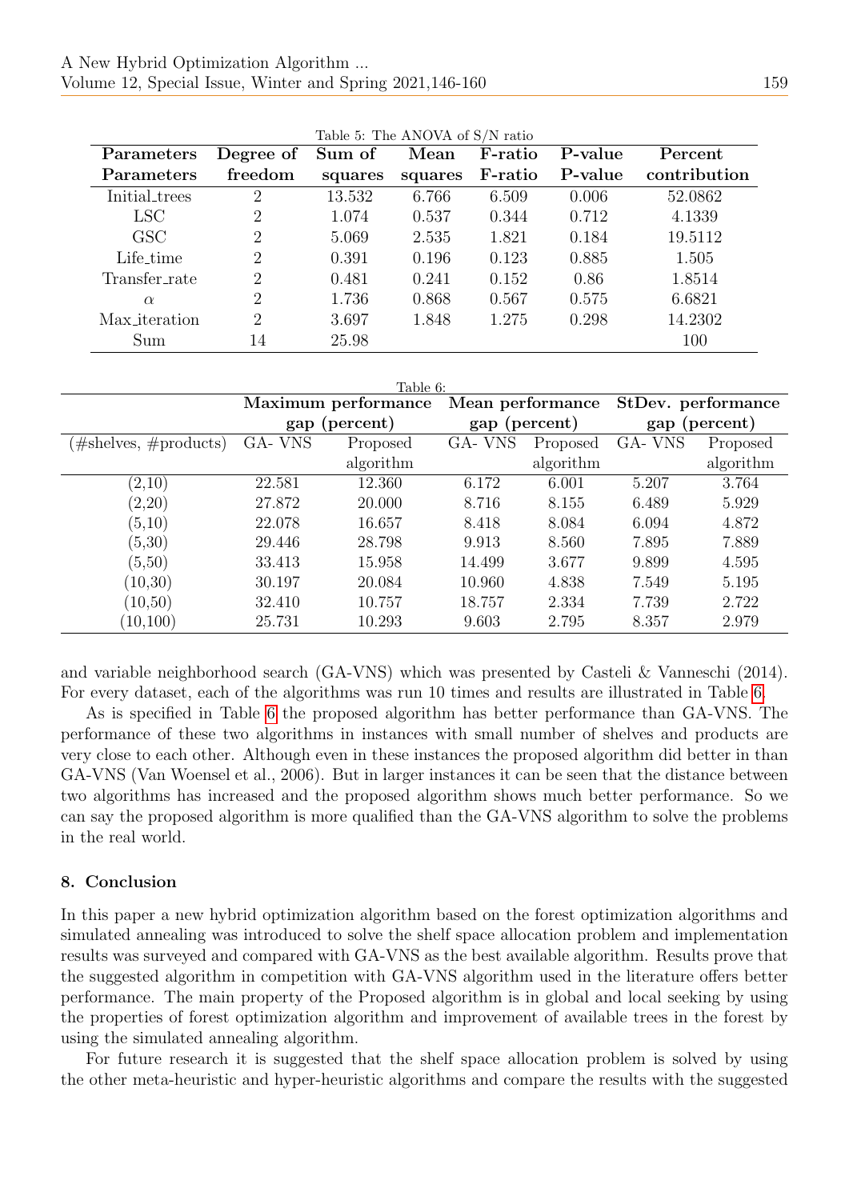Table 5: The ANOVA of S/N ratio

| Parameters Parameters | Degree of freedom | Sum of squares | Mean squares | F-ratio F-ratio | P-value P-value | Percent contribution |
|---|---|---|---|---|---|---|
| Initial_trees | 2 | 13.532 | 6.766 | 6.509 | 0.006 | 52.0862 |
| LSC | 2 | 1.074 | 0.537 | 0.344 | 0.712 | 4.1339 |
| GSC | 2 | 5.069 | 2.535 | 1.821 | 0.184 | 19.5112 |
| Life_time | 2 | 0.391 | 0.196 | 0.123 | 0.885 | 1.505 |
| Transfer_rate | 2 | 0.481 | 0.241 | 0.152 | 0.86 | 1.8514 |
| $\alpha$ | 2 | 1.736 | 0.868 | 0.567 | 0.575 | 6.6821 |
| Max_iteration | 2 | 3.697 | 1.848 | 1.275 | 0.298 | 14.2302 |
| Sum | 14 | 25.98 | | | | 100 |

Table 6:

| | Maximum performance gap (percent) | | Mean performance gap (percent) | | StDev. performance gap (percent) | |
|---|---|---|---|---|---|---|
| (#shelves, #products) | GA- VNS | Proposed algorithm | GA- VNS | Proposed algorithm | GA- VNS | Proposed algorithm |
| (2,10) | 22.581 | 12.360 | 6.172 | 6.001 | 5.207 | 3.764 |
| (2,20) | 27.872 | 20.000 | 8.716 | 8.155 | 6.489 | 5.929 |
| (5,10) | 22.078 | 16.657 | 8.418 | 8.084 | 6.094 | 4.872 |
| (5,30) | 29.446 | 28.798 | 9.913 | 8.560 | 7.895 | 7.889 |
| (5,50) | 33.413 | 15.958 | 14.499 | 3.677 | 9.899 | 4.595 |
| (10,30) | 30.197 | 20.084 | 10.960 | 4.838 | 7.549 | 5.195 |
| (10,50) | 32.410 | 10.757 | 18.757 | 2.334 | 7.739 | 2.722 |
| (10,100) | 25.731 | 10.293 | 9.603 | 2.795 | 8.357 | 2.979 |

and variable neighborhood search (GA-VNS) which was presented by Casteli & Vanneschi (2014). For every dataset, each of the algorithms was run 10 times and results are illustrated in Table 6.

As is specified in Table 6 the proposed algorithm has better performance than GA-VNS. The performance of these two algorithms in instances with small number of shelves and products are very close to each other. Although even in these instances the proposed algorithm did better in than GA-VNS (Van Woensel et al., 2006). But in larger instances it can be seen that the distance between two algorithms has increased and the proposed algorithm shows much better performance. So we can say the proposed algorithm is more qualified than the GA-VNS algorithm to solve the problems in the real world.

## 8. Conclusion

In this paper a new hybrid optimization algorithm based on the forest optimization algorithms and simulated annealing was introduced to solve the shelf space allocation problem and implementation results was surveyed and compared with GA-VNS as the best available algorithm. Results prove that the suggested algorithm in competition with GA-VNS algorithm used in the literature offers better performance. The main property of the Proposed algorithm is in global and local seeking by using the properties of forest optimization algorithm and improvement of available trees in the forest by using the simulated annealing algorithm.

For future research it is suggested that the shelf space allocation problem is solved by using the other meta-heuristic and hyper-heuristic algorithms and compare the results with the suggested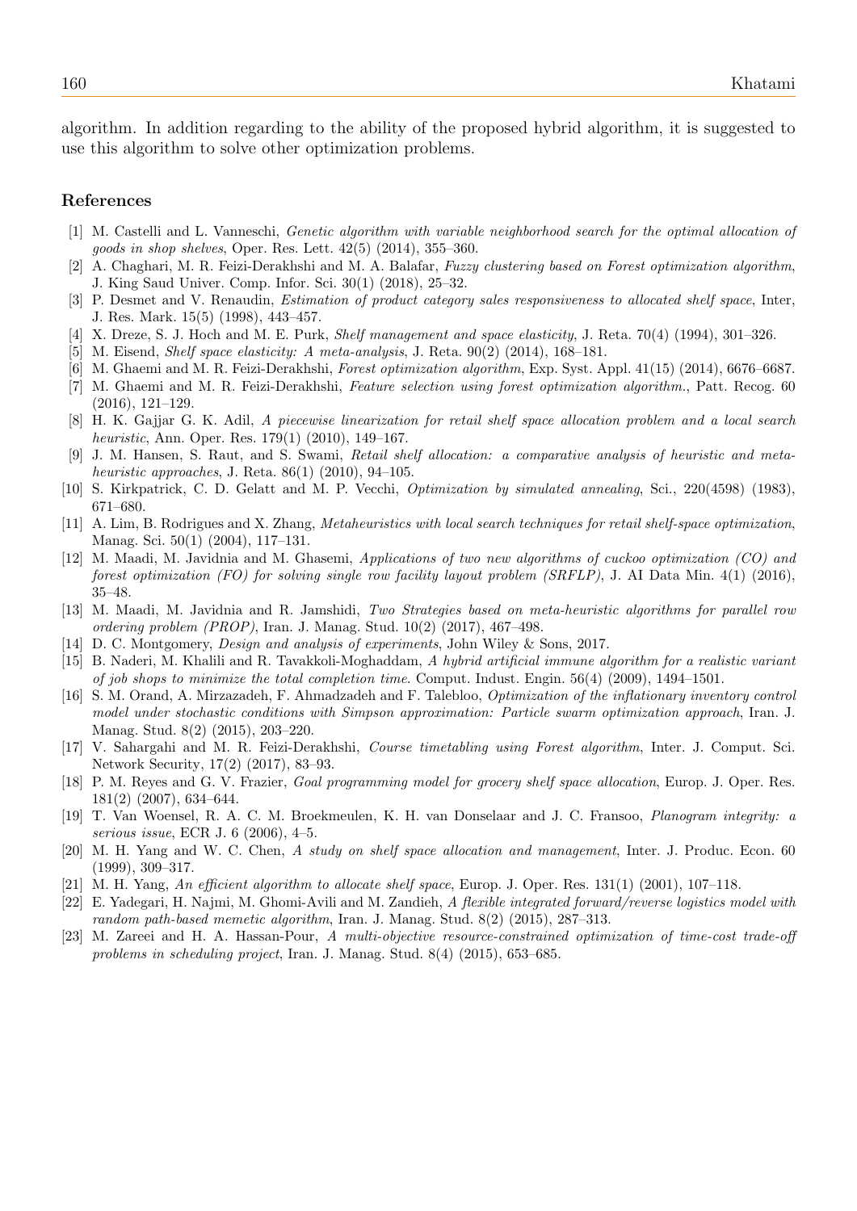algorithm. In addition regarding to the ability of the proposed hybrid algorithm, it is suggested to use this algorithm to solve other optimization problems.

## References

[1] M. Castelli and L. Vanneschi, *Genetic algorithm with variable neighborhood search for the optimal allocation of goods in shop shelves*, Oper. Res. Lett. 42(5) (2014), 355–360.

[2] A. Chaghari, M. R. Feizi-Derakhshi and M. A. Balafar, *Fuzzy clustering based on Forest optimization algorithm*, J. King Saud Univer. Comp. Infor. Sci. 30(1) (2018), 25–32.

[3] P. Desmet and V. Renaudin, *Estimation of product category sales responsiveness to allocated shelf space*, Inter, J. Res. Mark. 15(5) (1998), 443–457.

[4] X. Dreze, S. J. Hoch and M. E. Purk, *Shelf management and space elasticity*, J. Reta. 70(4) (1994), 301–326.

[5] M. Eisend, *Shelf space elasticity: A meta-analysis*, J. Reta. 90(2) (2014), 168–181.

[6] M. Ghaemi and M. R. Feizi-Derakhshi, *Forest optimization algorithm*, Exp. Syst. Appl. 41(15) (2014), 6676–6687.

[7] M. Ghaemi and M. R. Feizi-Derakhshi, *Feature selection using forest optimization algorithm.*, Patt. Recog. 60 (2016), 121–129.

[8] H. K. Gajjar G. K. Adil, *A piecewise linearization for retail shelf space allocation problem and a local search heuristic*, Ann. Oper. Res. 179(1) (2010), 149–167.

[9] J. M. Hansen, S. Raut, and S. Swami, *Retail shelf allocation: a comparative analysis of heuristic and meta-heuristic approaches*, J. Reta. 86(1) (2010), 94–105.

[10] S. Kirkpatrick, C. D. Gelatt and M. P. Vecchi, *Optimization by simulated annealing*, Sci., 220(4598) (1983), 671–680.

[11] A. Lim, B. Rodrigues and X. Zhang, *Metaheuristics with local search techniques for retail shelf-space optimization*, Manag. Sci. 50(1) (2004), 117–131.

[12] M. Maadi, M. Javidnia and M. Ghasemi, *Applications of two new algorithms of cuckoo optimization (CO) and forest optimization (FO) for solving single row facility layout problem (SRFLP)*, J. AI Data Min. 4(1) (2016), 35–48.

[13] M. Maadi, M. Javidnia and R. Jamshidi, *Two Strategies based on meta-heuristic algorithms for parallel row ordering problem (PROP)*, Iran. J. Manag. Stud. 10(2) (2017), 467–498.

[14] D. C. Montgomery, *Design and analysis of experiments*, John Wiley & Sons, 2017.

[15] B. Naderi, M. Khalili and R. Tavakkoli-Moghaddam, *A hybrid artificial immune algorithm for a realistic variant of job shops to minimize the total completion time*. Comput. Indust. Engin. 56(4) (2009), 1494–1501.

[16] S. M. Orand, A. Mirzazadeh, F. Ahmadzadeh and F. Talebloo, *Optimization of the inflationary inventory control model under stochastic conditions with Simpson approximation: Particle swarm optimization approach*, Iran. J. Manag. Stud. 8(2) (2015), 203–220.

[17] V. Sahargahi and M. R. Feizi-Derakhshi, *Course timetabling using Forest algorithm*, Inter. J. Comput. Sci. Network Security, 17(2) (2017), 83–93.

[18] P. M. Reyes and G. V. Frazier, *Goal programming model for grocery shelf space allocation*, Europ. J. Oper. Res. 181(2) (2007), 634–644.

[19] T. Van Woensel, R. A. C. M. Broekmeulen, K. H. van Donselaar and J. C. Fransoo, *Planogram integrity: a serious issue*, ECR J. 6 (2006), 4–5.

[20] M. H. Yang and W. C. Chen, *A study on shelf space allocation and management*, Inter. J. Produc. Econ. 60 (1999), 309–317.

[21] M. H. Yang, *An efficient algorithm to allocate shelf space*, Europ. J. Oper. Res. 131(1) (2001), 107–118.

[22] E. Yadegari, H. Najmi, M. Ghomi-Avili and M. Zandieh, *A flexible integrated forward/reverse logistics model with random path-based memetic algorithm*, Iran. J. Manag. Stud. 8(2) (2015), 287–313.

[23] M. Zareei and H. A. Hassan-Pour, *A multi-objective resource-constrained optimization of time-cost trade-off problems in scheduling project*, Iran. J. Manag. Stud. 8(4) (2015), 653–685.